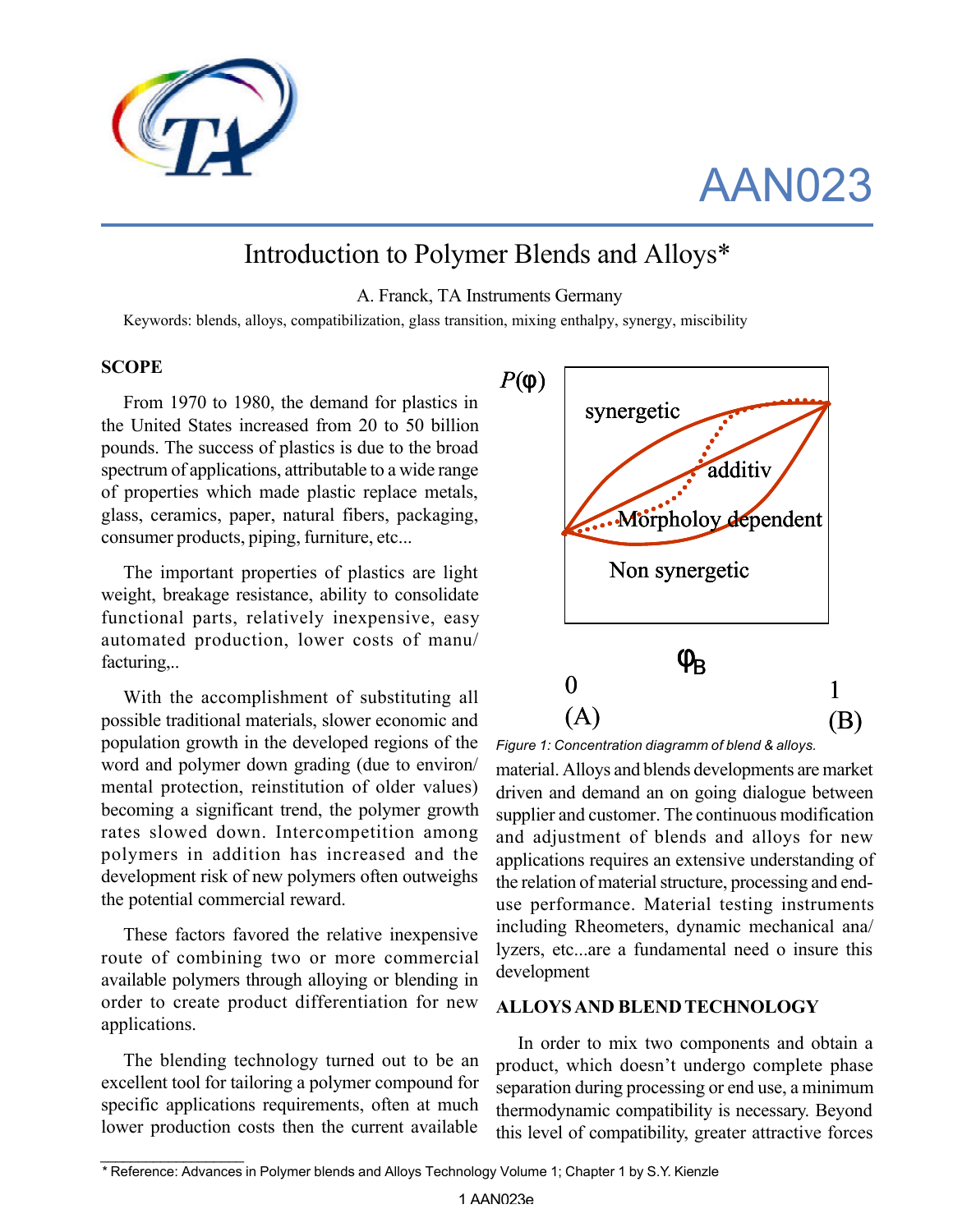AAN023

# Introduction to Polymer Blends and Alloys*

A. Franck, TA Instruments Germany

Keywords: blends, alloys, compatibilization, glass transition, mixing enthalpy, synergy, miscibility

## SCOPE

From 1970 to 1980, the demand for plastics in the United States increased from 20 to 50 billion pounds. The success of plastics is due to the broad spectrum of applications, attributable to a wide range of properties which made plastic replace metals, glass, ceramics, paper, natural fibers, packaging, consumer products, piping, furniture, etc...

The important properties of plastics are light weight, breakage resistance, ability to consolidate functional parts, relatively inexpensive, easy automated production, lower costs of manu/facturing,..

With the accomplishment of substituting all possible traditional materials, slower economic and population growth in the developed regions of the word and polymer down grading (due to environ/mental protection, reinstitution of older values) becoming a significant trend, the polymer growth rates slowed down. Intercompetition among polymers in addition has increased and the development risk of new polymers often outweighs the potential commercial reward.

These factors favored the relative inexpensive route of combining two or more commercial available polymers through alloying or blending in order to create product differentiation for new applications.

The blending technology turned out to be an excellent tool for tailoring a polymer compound for specific applications requirements, often at much lower production costs then the current available material. Alloys and blends developments are market driven and demand an on going dialogue between supplier and customer. The continuous modification and adjustment of blends and alloys for new applications requires an extensive understanding of the relation of material structure, processing and end-use performance. Material testing instruments including Rheometers, dynamic mechanical ana/lyzers, etc...are a fundamental need o insure this development

*Figure 1: Concentration diagramm of blend & alloys.*

## ALLOYS AND BLEND TECHNOLOGY

In order to mix two components and obtain a product, which doesn't undergo complete phase separation during processing or end use, a minimum thermodynamic compatibility is necessary. Beyond this level of compatibility, greater attractive forces

* Reference: Advances in Polymer blends and Alloys Technology Volume 1; Chapter 1 by S.Y. Kienzle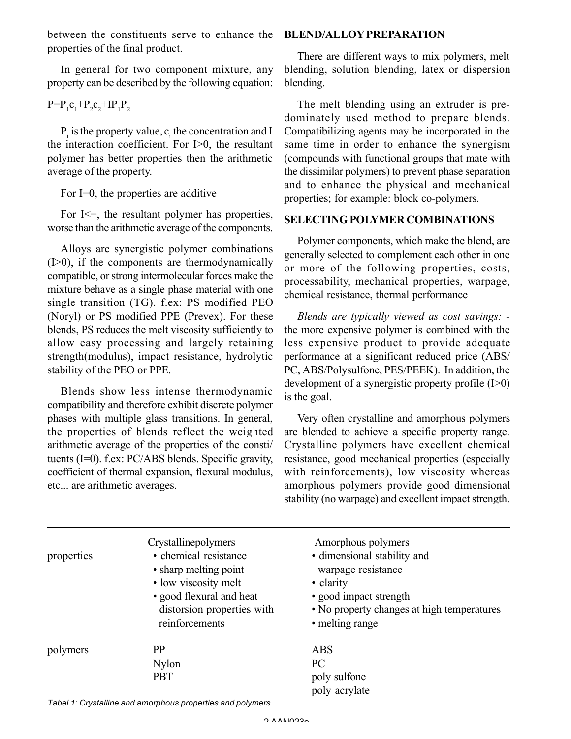between the constituents serve to enhance the properties of the final product.

In general for two component mixture, any property can be described by the following equation:

$$P=P_1c_1+P_2c_2+IP_1P_2$$

$P_i$ is the property value, $c_i$ the concentration and I the interaction coefficient. For I>0, the resultant polymer has better properties then the arithmetic average of the property.

For I=0, the properties are additive

For I<=, the resultant polymer has properties, worse than the arithmetic average of the components.

Alloys are synergistic polymer combinations (I>0), if the components are thermodynamically compatible, or strong intermolecular forces make the mixture behave as a single phase material with one single transition (TG). f.ex: PS modified PEO (Noryl) or PS modified PPE (Prevex). For these blends, PS reduces the melt viscosity sufficiently to allow easy processing and largely retaining strength(modulus), impact resistance, hydrolytic stability of the PEO or PPE.

Blends show less intense thermodynamic compatibility and therefore exhibit discrete polymer phases with multiple glass transitions. In general, the properties of blends reflect the weighted arithmetic average of the properties of the consti/tuents (I=0). f.ex: PC/ABS blends. Specific gravity, coefficient of thermal expansion, flexural modulus, etc... are arithmetic averages.

## BLEND/ALLOY PREPARATION

There are different ways to mix polymers, melt blending, solution blending, latex or dispersion blending.

The melt blending using an extruder is predominately used method to prepare blends. Compatibilizing agents may be incorporated in the same time in order to enhance the synergism (compounds with functional groups that mate with the dissimilar polymers) to prevent phase separation and to enhance the physical and mechanical properties; for example: block co-polymers.

## SELECTING POLYMER COMBINATIONS

Polymer components, which make the blend, are generally selected to complement each other in one or more of the following properties, costs, processability, mechanical properties, warpage, chemical resistance, thermal performance

*Blends are typically viewed as cost savings:* - the more expensive polymer is combined with the less expensive product to provide adequate performance at a significant reduced price (ABS/PC, ABS/Polysulfone, PES/PEEK). In addition, the development of a synergistic property profile (I>0) is the goal.

Very often crystalline and amorphous polymers are blended to achieve a specific property range. Crystalline polymers have excellent chemical resistance, good mechanical properties (especially with reinforcements), low viscosity whereas amorphous polymers provide good dimensional stability (no warpage) and excellent impact strength.

| | Crystallinepolymers | Amorphous polymers |
|---|---|---|
| properties | • chemical resistance<br>• sharp melting point<br>• low viscosity melt<br>• good flexural and heat distorsion properties with reinforcements | • dimensional stability and warpage resistance<br>• clarity<br>• good impact strength<br>• No property changes at high temperatures<br>• melting range |
| polymers | PP<br>Nylon<br>PBT | ABS<br>PC<br>poly sulfone<br>poly acrylate |

*Tabel 1: Crystalline and amorphous properties and polymers*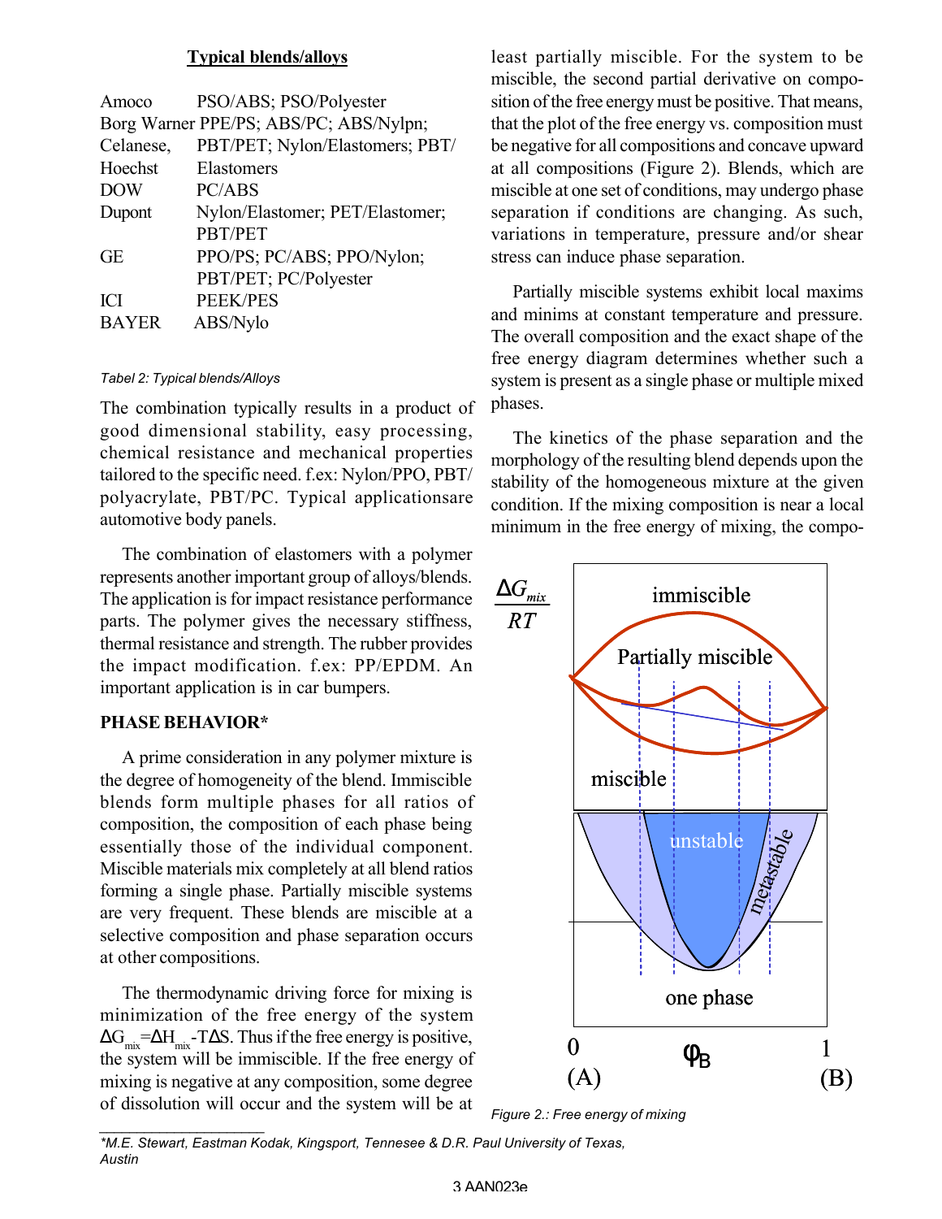### Typical blends/alloys

| | |
|---|---|
| Amoco | PSO/ABS; PSO/Polyester |
| Borg Warner | PPE/PS; ABS/PC; ABS/Nylpn; |
| Celanese, Hoechst | PBT/PET; Nylon/Elastomers; PBT/Elastomers |
| DOW | PC/ABS |
| Dupont | Nylon/Elastomer; PET/Elastomer; PBT/PET |
| GE | PPO/PS; PC/ABS; PPO/Nylon; PBT/PET; PC/Polyester |
| ICI | PEEK/PES |
| BAYER | ABS/Nylo |

*Tabel 2: Typical blends/Alloys*

The combination typically results in a product of good dimensional stability, easy processing, chemical resistance and mechanical properties tailored to the specific need. f.ex: Nylon/PPO, PBT/polyacrylate, PBT/PC. Typical applicationsare automotive body panels.

The combination of elastomers with a polymer represents another important group of alloys/blends. The application is for impact resistance performance parts. The polymer gives the necessary stiffness, thermal resistance and strength. The rubber provides the impact modification. f.ex: PP/EPDM. An important application is in car bumpers.

## PHASE BEHAVIOR*

A prime consideration in any polymer mixture is the degree of homogeneity of the blend. Immiscible blends form multiple phases for all ratios of composition, the composition of each phase being essentially those of the individual component. Miscible materials mix completely at all blend ratios forming a single phase. Partially miscible systems are very frequent. These blends are miscible at a selective composition and phase separation occurs at other compositions.

The thermodynamic driving force for mixing is minimization of the free energy of the system $\Delta G_{mix} = \Delta H_{mix} - T\Delta S$. Thus if the free energy is positive, the system will be immiscible. If the free energy of mixing is negative at any composition, some degree of dissolution will occur and the system will be at least partially miscible. For the system to be miscible, the second partial derivative on composition of the free energy must be positive. That means, that the plot of the free energy vs. composition must be negative for all compositions and concave upward at all compositions (Figure 2). Blends, which are miscible at one set of conditions, may undergo phase separation if conditions are changing. As such, variations in temperature, pressure and/or shear stress can induce phase separation.

Partially miscible systems exhibit local maxims and minims at constant temperature and pressure. The overall composition and the exact shape of the free energy diagram determines whether such a system is present as a single phase or multiple mixed phases.

The kinetics of the phase separation and the morphology of the resulting blend depends upon the stability of the homogeneous mixture at the given condition. If the mixing composition is near a local minimum in the free energy of mixing, the compo-

*Figure 2.: Free energy of mixing*

---

*M.E. Stewart, Eastman Kodak, Kingsport, Tennesee & D.R. Paul University of Texas, Austin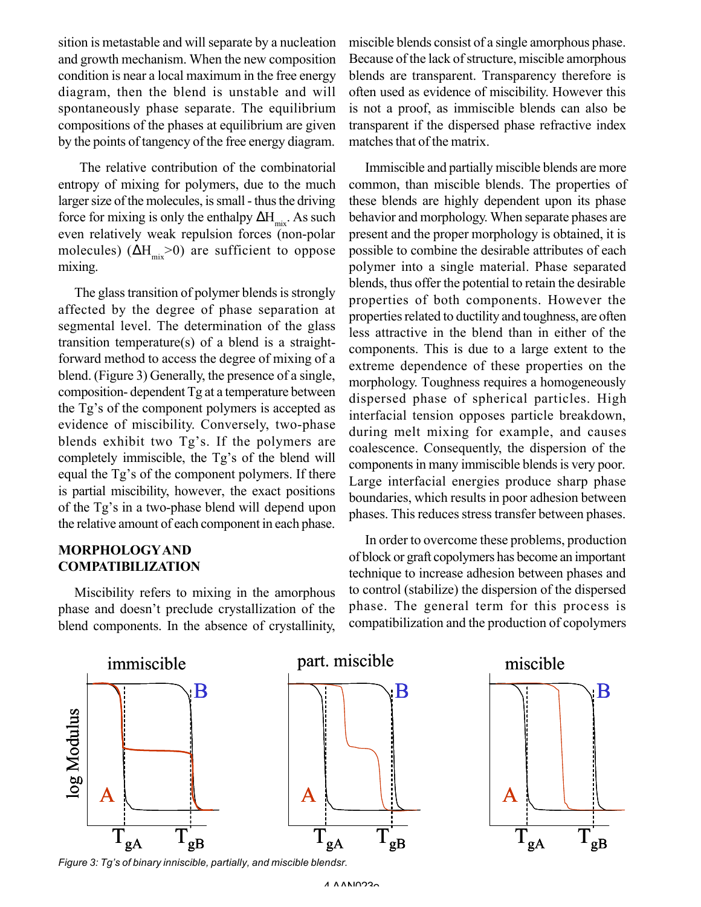sition is metastable and will separate by a nucleation and growth mechanism. When the new composition condition is near a local maximum in the free energy diagram, then the blend is unstable and will spontaneously phase separate. The equilibrium compositions of the phases at equilibrium are given by the points of tangency of the free energy diagram.

The relative contribution of the combinatorial entropy of mixing for polymers, due to the much larger size of the molecules, is small - thus the driving force for mixing is only the enthalpy $\Delta H_{mix}$. As such even relatively weak repulsion forces (non-polar molecules) ($\Delta H_{mix}>0$) are sufficient to oppose mixing.

The glass transition of polymer blends is strongly affected by the degree of phase separation at segmental level. The determination of the glass transition temperature(s) of a blend is a straight-forward method to access the degree of mixing of a blend. (Figure 3) Generally, the presence of a single, composition- dependent Tg at a temperature between the Tg's of the component polymers is accepted as evidence of miscibility. Conversely, two-phase blends exhibit two Tg's. If the polymers are completely immiscible, the Tg's of the blend will equal the Tg's of the component polymers. If there is partial miscibility, however, the exact positions of the Tg's in a two-phase blend will depend upon the relative amount of each component in each phase.

## MORPHOLOGY AND COMPATIBILIZATION

Miscibility refers to mixing in the amorphous phase and doesn't preclude crystallization of the blend components. In the absence of crystallinity, miscible blends consist of a single amorphous phase. Because of the lack of structure, miscible amorphous blends are transparent. Transparency therefore is often used as evidence of miscibility. However this is not a proof, as immiscible blends can also be transparent if the dispersed phase refractive index matches that of the matrix.

Immiscible and partially miscible blends are more common, than miscible blends. The properties of these blends are highly dependent upon its phase behavior and morphology. When separate phases are present and the proper morphology is obtained, it is possible to combine the desirable attributes of each polymer into a single material. Phase separated blends, thus offer the potential to retain the desirable properties of both components. However the properties related to ductility and toughness, are often less attractive in the blend than in either of the components. This is due to a large extent to the extreme dependence of these properties on the morphology. Toughness requires a homogeneously dispersed phase of spherical particles. High interfacial tension opposes particle breakdown, during melt mixing for example, and causes coalescence. Consequently, the dispersion of the components in many immiscible blends is very poor. Large interfacial energies produce sharp phase boundaries, which results in poor adhesion between phases. This reduces stress transfer between phases.

In order to overcome these problems, production of block or graft copolymers has become an important technique to increase adhesion between phases and to control (stabilize) the dispersion of the dispersed phase. The general term for this process is compatibilization and the production of copolymers

*Figure 3: Tg's of binary inniscible, partially, and miscible blendsr.*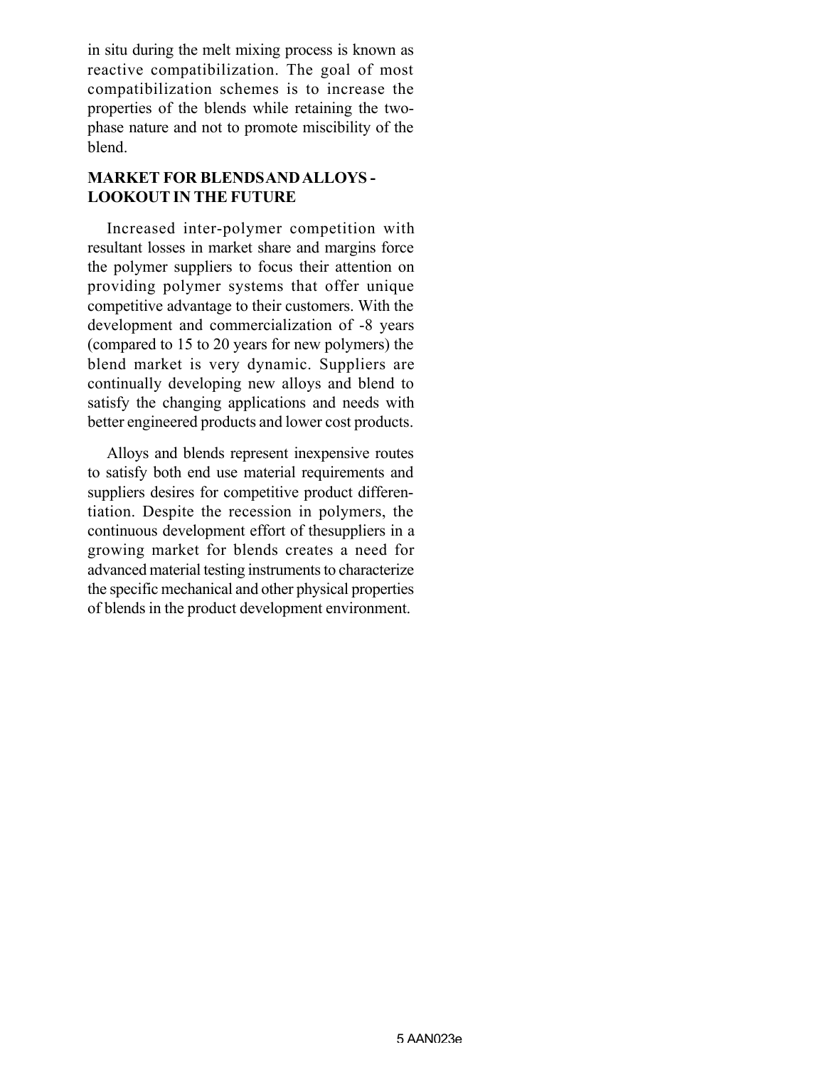in situ during the melt mixing process is known as reactive compatibilization. The goal of most compatibilization schemes is to increase the properties of the blends while retaining the two-phase nature and not to promote miscibility of the blend.

## MARKET FOR BLENDS AND ALLOYS - LOOKOUT IN THE FUTURE

Increased inter-polymer competition with resultant losses in market share and margins force the polymer suppliers to focus their attention on providing polymer systems that offer unique competitive advantage to their customers. With the development and commercialization of -8 years (compared to 15 to 20 years for new polymers) the blend market is very dynamic. Suppliers are continually developing new alloys and blend to satisfy the changing applications and needs with better engineered products and lower cost products.

Alloys and blends represent inexpensive routes to satisfy both end use material requirements and suppliers desires for competitive product differentiation. Despite the recession in polymers, the continuous development effort of thesuppliers in a growing market for blends creates a need for advanced material testing instruments to characterize the specific mechanical and other physical properties of blends in the product development environment.